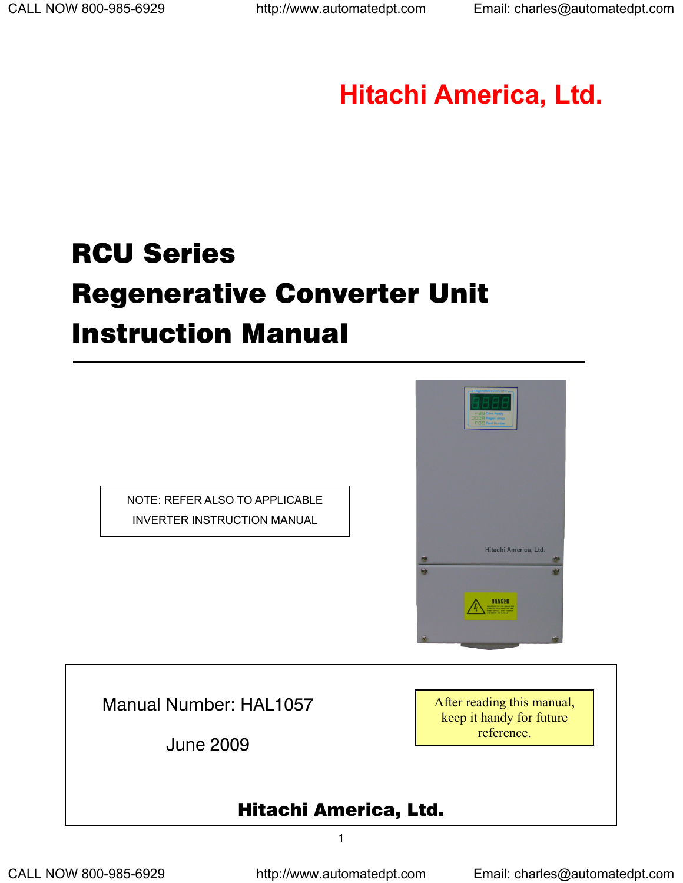Hitachi America, Ltd.

# RCU Series
# Regenerative Converter Unit
# Instruction Manual

NOTE: REFER ALSO TO APPLICABLE INVERTER INSTRUCTION MANUAL

Manual Number: HAL1057

June 2009

After reading this manual, keep it handy for future reference.

**Hitachi America, Ltd.**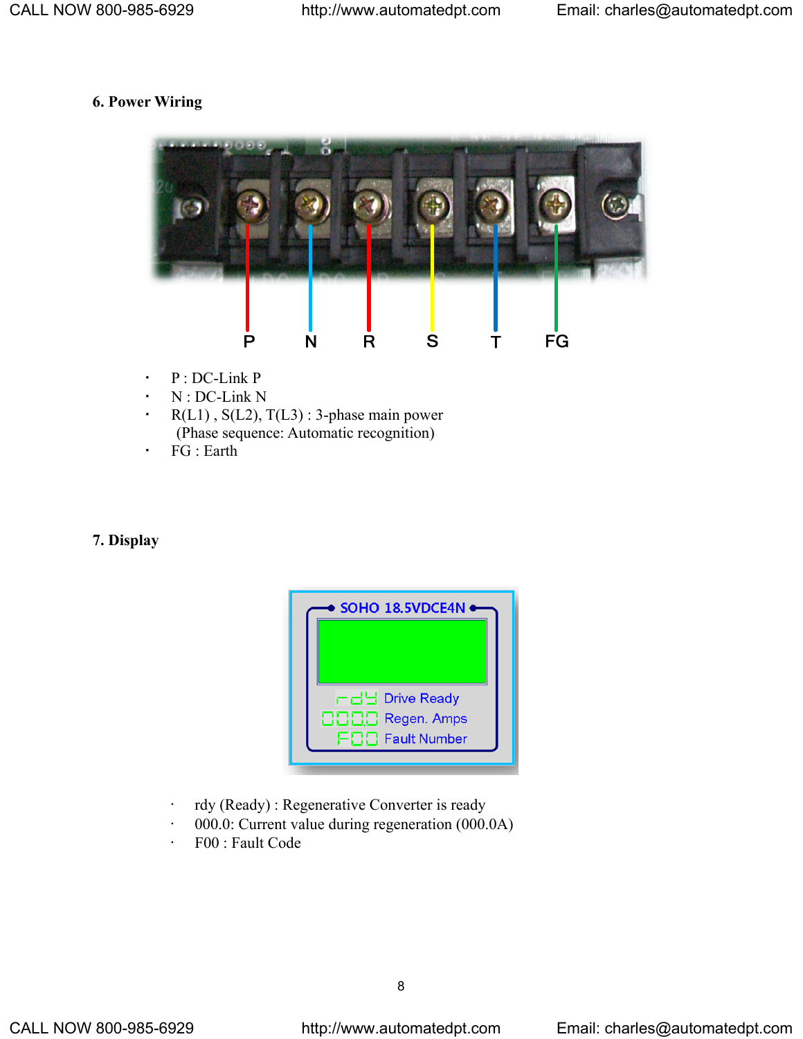## 6. Power Wiring

P N R S T FG

- P : DC-Link P
- N : DC-Link N
- R(L1) , S(L2), T(L3) : 3-phase main power
  (Phase sequence: Automatic recognition)
- FG : Earth

## 7. Display

SOHO 18.5VDCE4N

rdy Drive Ready
000.0 Regen. Amps
F00 Fault Number

- rdy (Ready) : Regenerative Converter is ready
- 000.0: Current value during regeneration (000.0A)
- F00 : Fault Code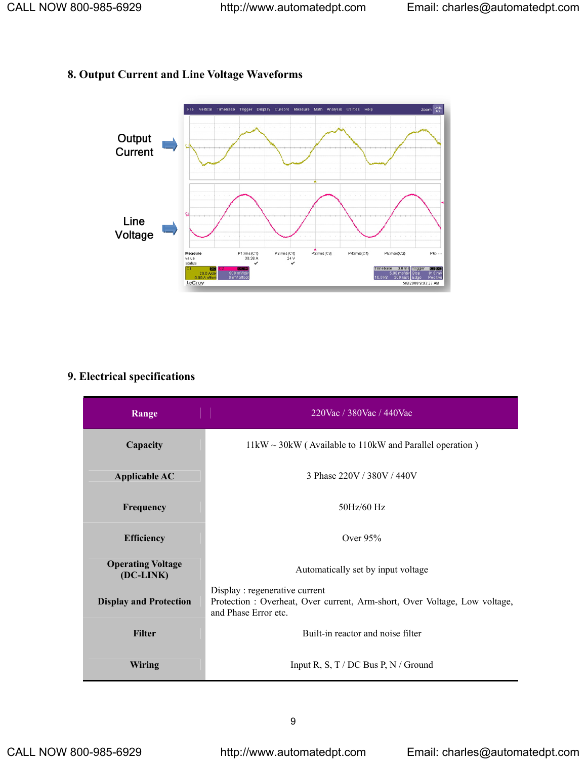## 8. Output Current and Line Voltage Waveforms

Output Current

Line Voltage

## 9. Electrical specifications

| Range | 220Vac / 380Vac / 440Vac |
|---|---|
| Capacity | 11kW ~ 30kW ( Available to 110kW and Parallel operation ) |
| Applicable AC | 3 Phase 220V / 380V / 440V |
| Frequency | 50Hz/60 Hz |
| Efficiency | Over 95% |
| Operating Voltage (DC-LINK) | Automatically set by input voltage |
| Display and Protection | Display : regenerative current<br>Protection : Overheat, Over current, Arm-short, Over Voltage, Low voltage, and Phase Error etc. |
| Filter | Built-in reactor and noise filter |
| Wiring | Input R, S, T / DC Bus P, N / Ground |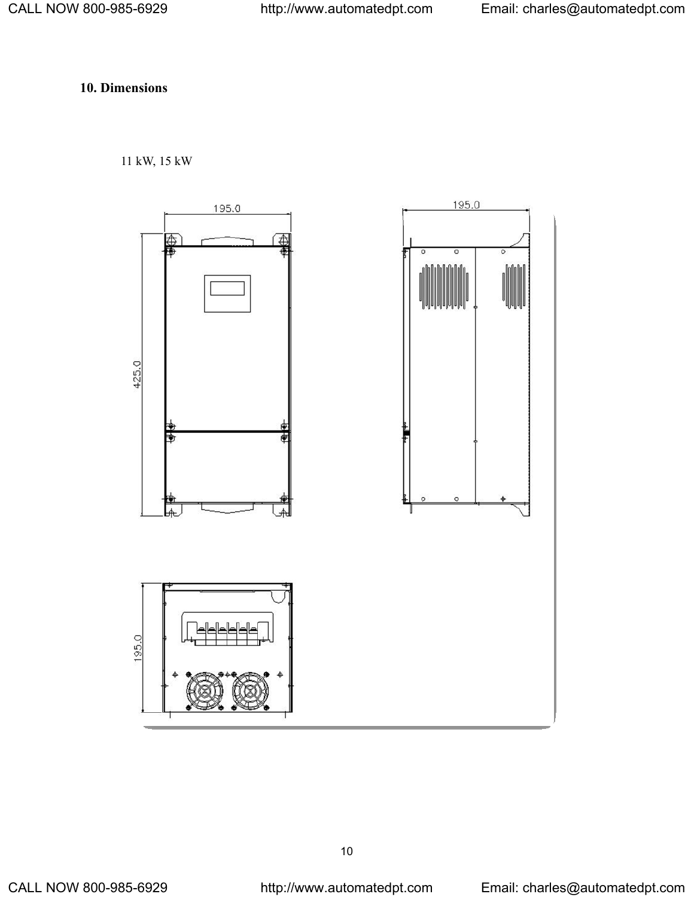## 10. Dimensions

11 kW, 15 kW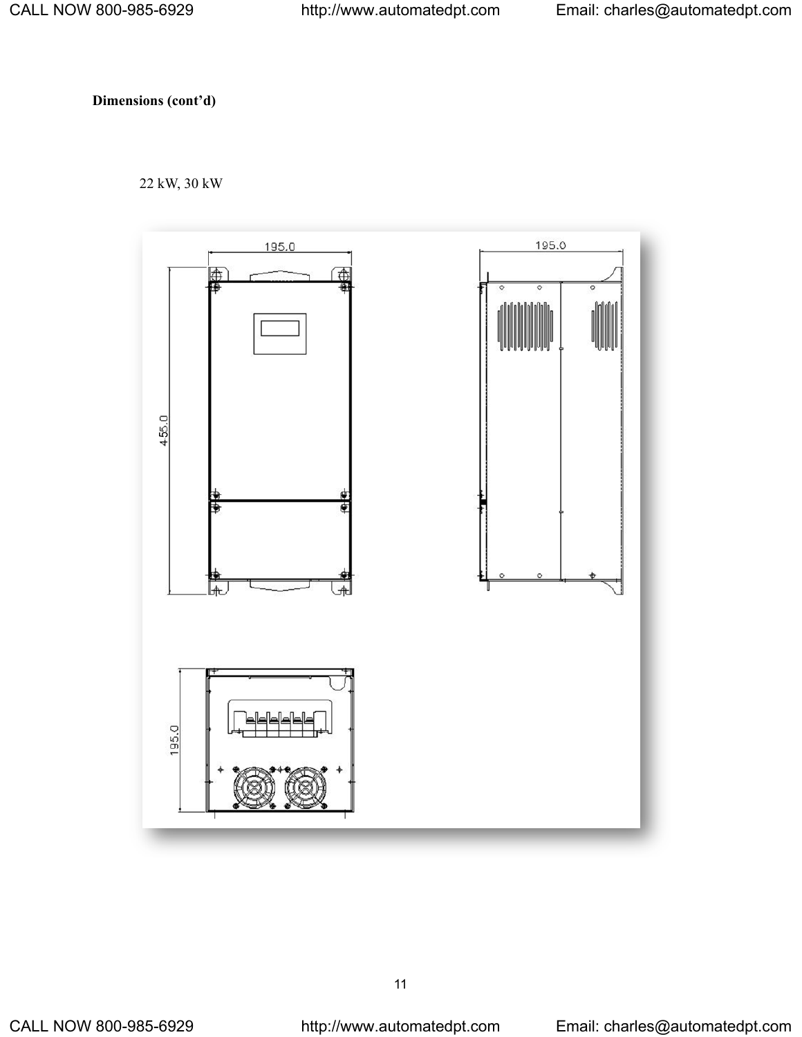**Dimensions (cont'd)**

22 kW, 30 kW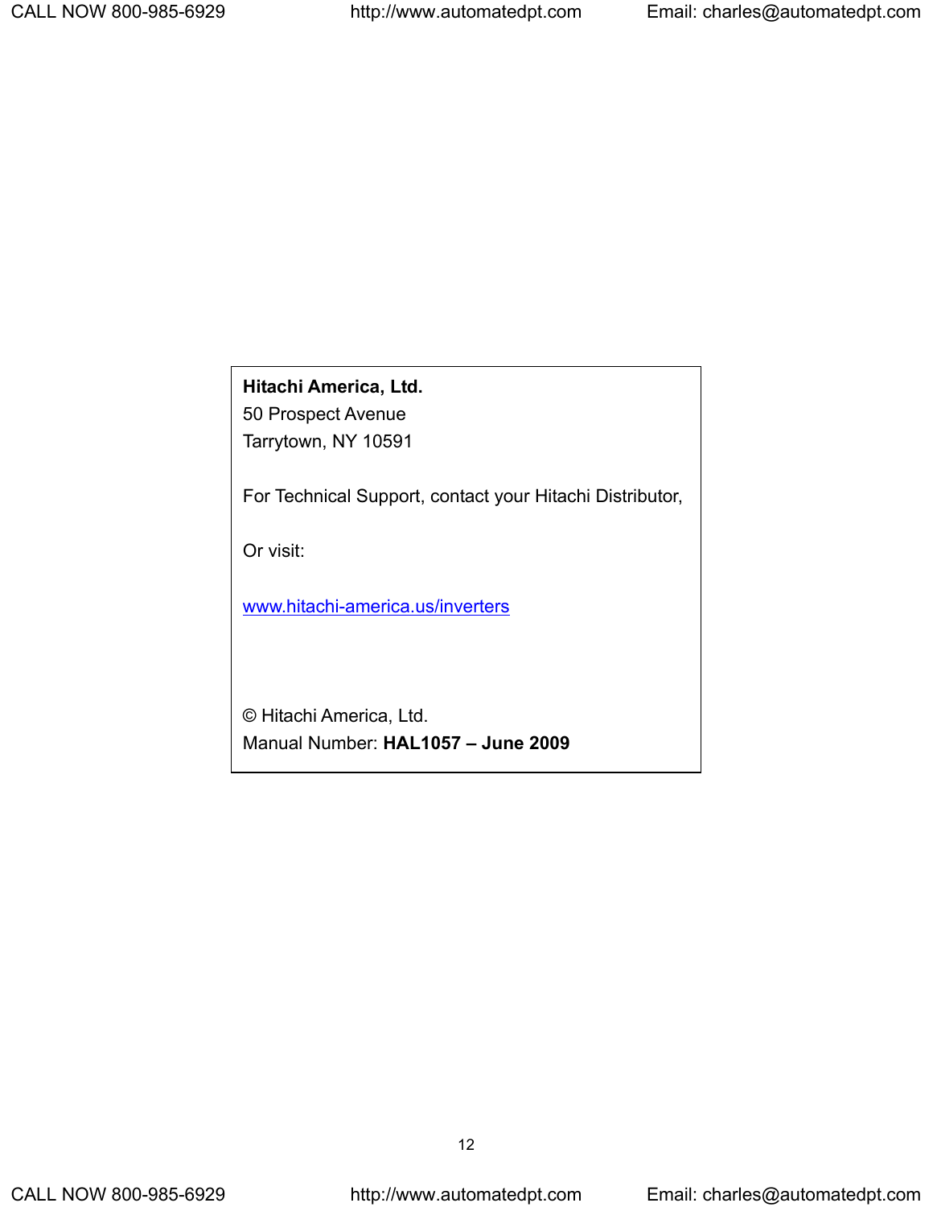**Hitachi America, Ltd.**
50 Prospect Avenue
Tarrytown, NY 10591

For Technical Support, contact your Hitachi Distributor,

Or visit:

[www.hitachi-america.us/inverters](http://www.hitachi-america.us/inverters)

© Hitachi America, Ltd.
Manual Number: **HAL1057 – June 2009**